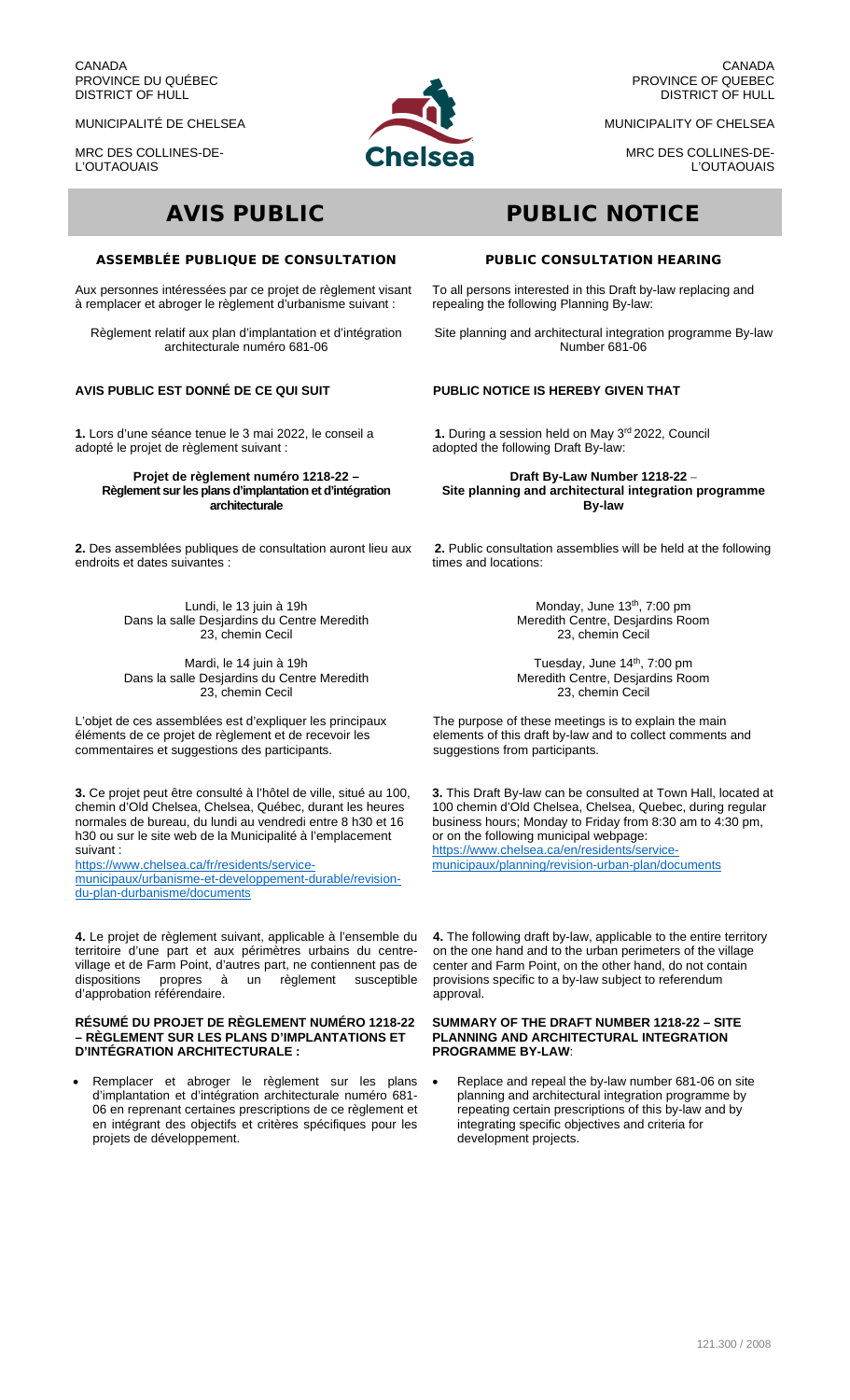CANADA
PROVINCE DU QUÉBEC
DISTRICT OF HULL

MUNICIPALITÉ DE CHELSEA

MRC DES COLLINES-DE-L'OUTAOUAIS

# AVIS PUBLIC

## ASSEMBLÉE PUBLIQUE DE CONSULTATION

Aux personnes intéressées par ce projet de règlement visant à remplacer et abroger le règlement d'urbanisme suivant :

Règlement relatif aux plan d'implantation et d'intégration architecturale numéro 681-06

**AVIS PUBLIC EST DONNÉ DE CE QUI SUIT**

**1.** Lors d'une séance tenue le 3 mai 2022, le conseil a adopté le projet de règlement suivant :

**Projet de règlement numéro 1218-22 – Règlement sur les plans d'implantation et d'intégration architecturale**

**2.** Des assemblées publiques de consultation auront lieu aux endroits et dates suivantes :

Lundi, le 13 juin à 19h
Dans la salle Desjardins du Centre Meredith
23, chemin Cecil

Mardi, le 14 juin à 19h
Dans la salle Desjardins du Centre Meredith
23, chemin Cecil

L'objet de ces assemblées est d'expliquer les principaux éléments de ce projet de règlement et de recevoir les commentaires et suggestions des participants.

**3.** Ce projet peut être consulté à l'hôtel de ville, situé au 100, chemin d'Old Chelsea, Chelsea, Québec, durant les heures normales de bureau, du lundi au vendredi entre 8 h30 et 16 h30 ou sur le site web de la Municipalité à l'emplacement suivant :
https://www.chelsea.ca/fr/residents/service-municipaux/urbanisme-et-developpement-durable/revision-du-plan-durbanisme/documents

**4.** Le projet de règlement suivant, applicable à l'ensemble du territoire d'une part et aux périmètres urbains du centre-village et de Farm Point, d'autres part, ne contiennent pas de dispositions propres à un règlement susceptible d'approbation référendaire.

**RÉSUMÉ DU PROJET DE RÈGLEMENT NUMÉRO 1218-22 – RÈGLEMENT SUR LES PLANS D'IMPLANTATIONS ET D'INTÉGRATION ARCHITECTURALE :**

- Remplacer et abroger le règlement sur les plans d'implantation et d'intégration architecturale numéro 681-06 en reprenant certaines prescriptions de ce règlement et en intégrant des objectifs et critères spécifiques pour les projets de développement.

CANADA
PROVINCE OF QUEBEC
DISTRICT OF HULL

MUNICIPALITY OF CHELSEA

MRC DES COLLINES-DE-L'OUTAOUAIS

# PUBLIC NOTICE

## PUBLIC CONSULTATION HEARING

To all persons interested in this Draft by-law replacing and repealing the following Planning By-law:

Site planning and architectural integration programme By-law Number 681-06

**PUBLIC NOTICE IS HEREBY GIVEN THAT**

**1.** During a session held on May 3rd 2022, Council adopted the following Draft By-law:

**Draft By-Law Number 1218-22 – Site planning and architectural integration programme By-law**

**2.** Public consultation assemblies will be held at the following times and locations:

Monday, June 13th, 7:00 pm
Meredith Centre, Desjardins Room
23, chemin Cecil

Tuesday, June 14th, 7:00 pm
Meredith Centre, Desjardins Room
23, chemin Cecil

The purpose of these meetings is to explain the main elements of this draft by-law and to collect comments and suggestions from participants.

**3.** This Draft By-law can be consulted at Town Hall, located at 100 chemin d'Old Chelsea, Chelsea, Quebec, during regular business hours; Monday to Friday from 8:30 am to 4:30 pm, or on the following municipal webpage:
https://www.chelsea.ca/en/residents/service-municipaux/planning/revision-urban-plan/documents

**4.** The following draft by-law, applicable to the entire territory on the one hand and to the urban perimeters of the village center and Farm Point, on the other hand, do not contain provisions specific to a by-law subject to referendum approval.

**SUMMARY OF THE DRAFT NUMBER 1218-22 – SITE PLANNING AND ARCHITECTURAL INTEGRATION PROGRAMME BY-LAW**:

- Replace and repeal the by-law number 681-06 on site planning and architectural integration programme by repeating certain prescriptions of this by-law and by integrating specific objectives and criteria for development projects.

121.300 / 2008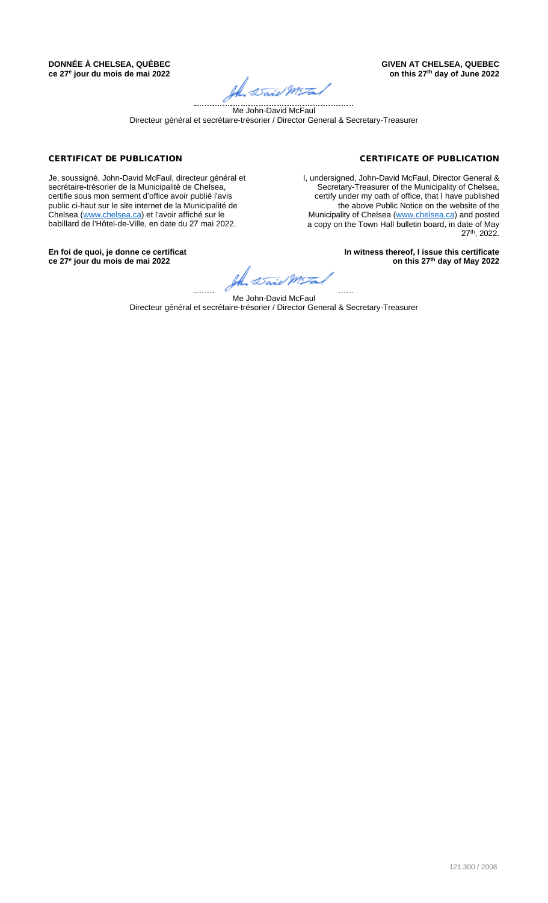**DONNÉE À CHELSEA, QUÉBEC**
**ce 27e jour du mois de mai 2022**

**GIVEN AT CHELSEA, QUEBEC**
**on this 27th day of June 2022**

Me John-David McFaul
Directeur général et secrétaire-trésorier / Director General & Secretary-Treasurer

## CERTIFICAT DE PUBLICATION

Je, soussigné, John-David McFaul, directeur général et secrétaire-trésorier de la Municipalité de Chelsea, certifie sous mon serment d'office avoir publié l'avis public ci-haut sur le site internet de la Municipalité de Chelsea (www.chelsea.ca) et l'avoir affiché sur le babillard de l'Hôtel-de-Ville, en date du 27 mai 2022.

**En foi de quoi, je donne ce certificat**
**ce 27e jour du mois de mai 2022**

## CERTIFICATE OF PUBLICATION

I, undersigned, John-David McFaul, Director General & Secretary-Treasurer of the Municipality of Chelsea, certify under my oath of office, that I have published the above Public Notice on the website of the Municipality of Chelsea (www.chelsea.ca) and posted a copy on the Town Hall bulletin board, in date of May 27th, 2022.

**In witness thereof, I issue this certificate**
**on this 27th day of May 2022**

Me John-David McFaul
Directeur général et secrétaire-trésorier / Director General & Secretary-Treasurer

121.300 / 2008